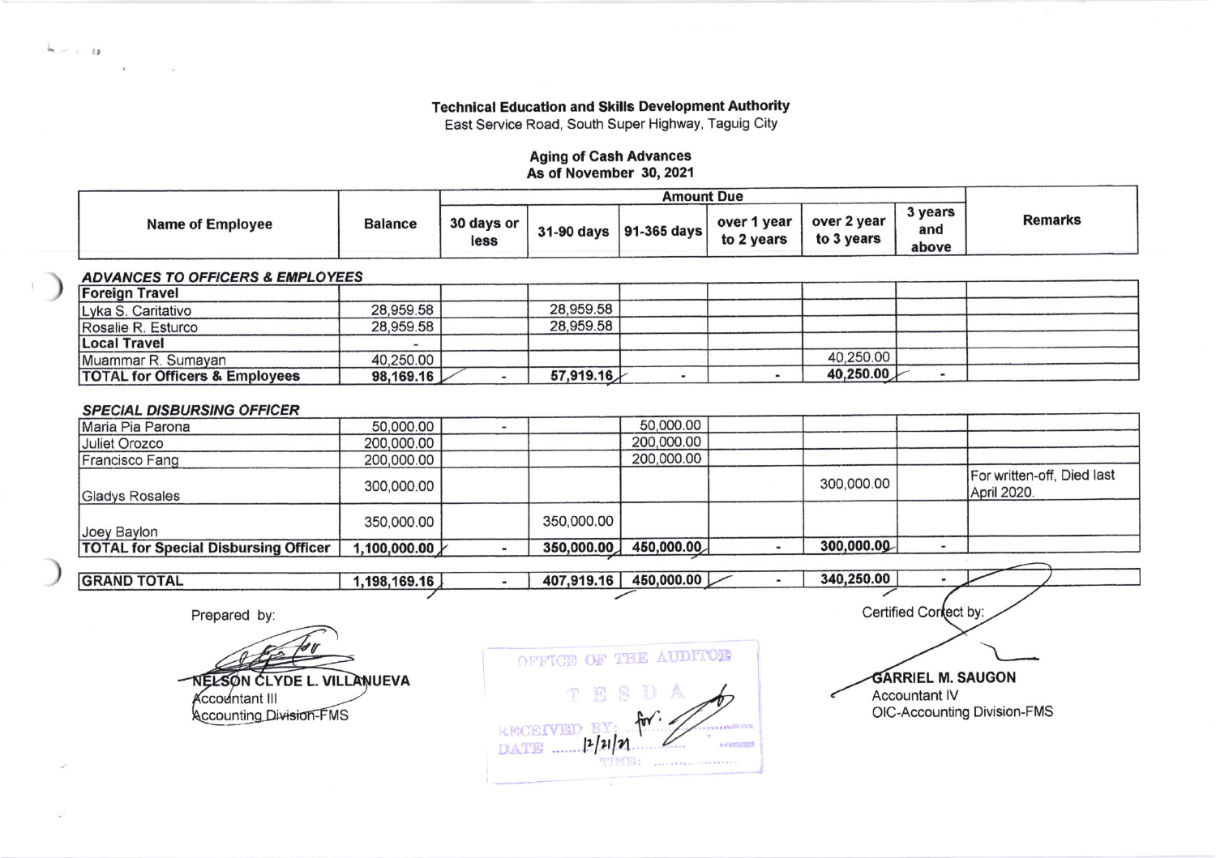**Technical Education and Skills Development Authority**
East Service Road, South Super Highway, Taguig City

**Aging of Cash Advances**
**As of November 30, 2021**

| Name of Employee | Balance | Amount Due | | | | | | Remarks |
|---|---|---|---|---|---|---|---|---|
| | | 30 days or less | 31-90 days | 91-365 days | over 1 year to 2 years | over 2 year to 3 years | 3 years and above | |
| ***ADVANCES TO OFFICERS & EMPLOYEES*** | | | | | | | | |
| **Foreign Travel** | | | | | | | | |
| Lyka S. Caritativo | 28,959.58 | | 28,959.58 | | | | | |
| Rosalie R. Esturco | 28,959.58 | | 28,959.58 | | | | | |
| **Local Travel** | - | | | | | | | |
| Muammar R. Sumayan | 40,250.00 | | | | | 40,250.00 | | |
| **TOTAL for Officers & Employees** | **98,169.16** | - | **57,919.16** | - | - | **40,250.00** | - | |
| ***SPECIAL DISBURSING OFFICER*** | | | | | | | | |
| Maria Pia Parona | 50,000.00 | - | | 50,000.00 | | | | |
| Juliet Orozco | 200,000.00 | | | 200,000.00 | | | | |
| Francisco Fang | 200,000.00 | | | 200,000.00 | | | | |
| Gladys Rosales | 300,000.00 | | | | | 300,000.00 | | For written-off, Died last April 2020. |
| Joey Baylon | 350,000.00 | | 350,000.00 | | | | | |
| **TOTAL for Special Disbursing Officer** | **1,100,000.00** | - | **350,000.00** | **450,000.00** | - | **300,000.00** | - | |
| **GRAND TOTAL** | **1,198,169.16** | - | **407,919.16** | **450,000.00** | - | **340,250.00** | - | |

Prepared by:

**NELSON CLYDE L. VILLANUEVA**
Accountant III
Accounting Division-FMS

OFFICE OF THE AUDITOR
TESDA
RECEIVED BY: for:
DATE 12/21/21
TIME:

Certified Correct by:

**GARRIEL M. SAUGON**
Accountant IV
OIC-Accounting Division-FMS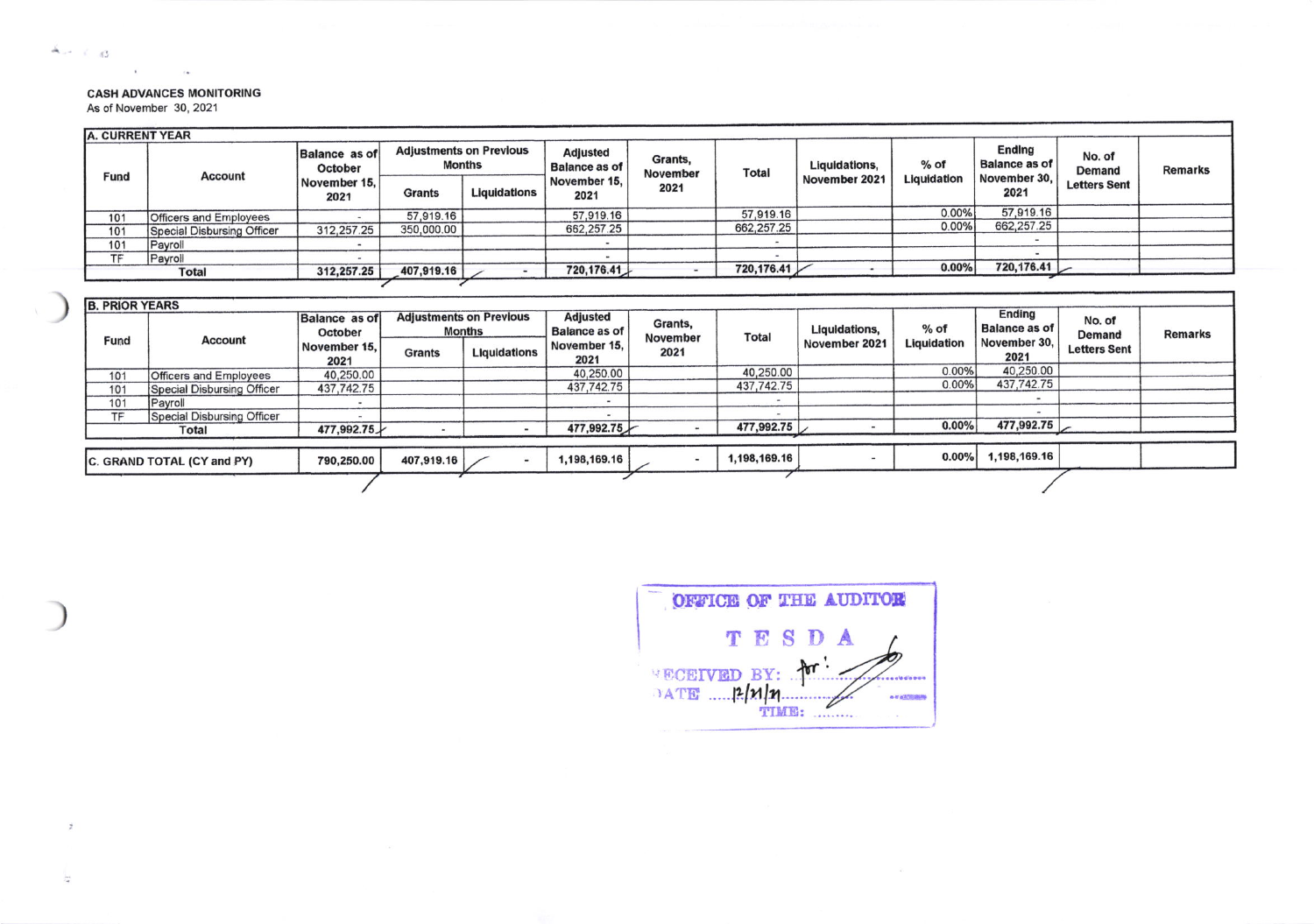**CASH ADVANCES MONITORING**
As of November 30, 2021

| A. CURRENT YEAR | | | | | | | | | | | | |
|---|---|---|---|---|---|---|---|---|---|---|---|---|
| Fund | Account | Balance as of October November 15, 2021 | Adjustments on Previous Months | | Adjusted Balance as of November 15, 2021 | Grants, November 2021 | Total | Liquidations, November 2021 | % of Liquidation | Ending Balance as of November 30, 2021 | No. of Demand Letters Sent | Remarks |
| | | | Grants | Liquidations | | | | | | | | |
| 101 | Officers and Employees | - | 57,919.16 | | 57,919.16 | | 57,919.16 | | 0.00% | 57,919.16 | | |
| 101 | Special Disbursing Officer | 312,257.25 | 350,000.00 | | 662,257.25 | | 662,257.25 | | 0.00% | 662,257.25 | | |
| 101 | Payroll | - | | | - | | - | | | - | | |
| TF | Payroll | - | | | - | | - | | | - | | |
| Total | | 312,257.25 | 407,919.16 | - | 720,176.41 | - | 720,176.41 | - | 0.00% | 720,176.41 | | |

| B. PRIOR YEARS | | | | | | | | | | | | |
|---|---|---|---|---|---|---|---|---|---|---|---|---|
| Fund | Account | Balance as of October November 15, 2021 | Adjustments on Previous Months | | Adjusted Balance as of November 15, 2021 | Grants, November 2021 | Total | Liquidations, November 2021 | % of Liquidation | Ending Balance as of November 30, 2021 | No. of Demand Letters Sent | Remarks |
| | | | Grants | Liquidations | | | | | | | | |
| 101 | Officers and Employees | 40,250.00 | | | 40,250.00 | | 40,250.00 | | 0.00% | 40,250.00 | | |
| 101 | Special Disbursing Officer | 437,742.75 | | | 437,742.75 | | 437,742.75 | | 0.00% | 437,742.75 | | |
| 101 | Payroll | - | | | - | | - | | | - | | |
| TF | Special Disbursing Officer | - | | | - | | - | | | - | | |
| Total | | 477,992.75 | - | - | 477,992.75 | - | 477,992.75 | - | 0.00% | 477,992.75 | | |

| | | | | | | | | | | | |
|---|---|---|---|---|---|---|---|---|---|---|---|
| C. GRAND TOTAL (CY and PY) | 790,250.00 | 407,919.16 | - | 1,198,169.16 | - | 1,198,169.16 | - | 0.00% | 1,198,169.16 | | |

OFFICE OF THE AUDITOR
TESDA
RECEIVED BY: for:
DATE 12/21/21
TIME: